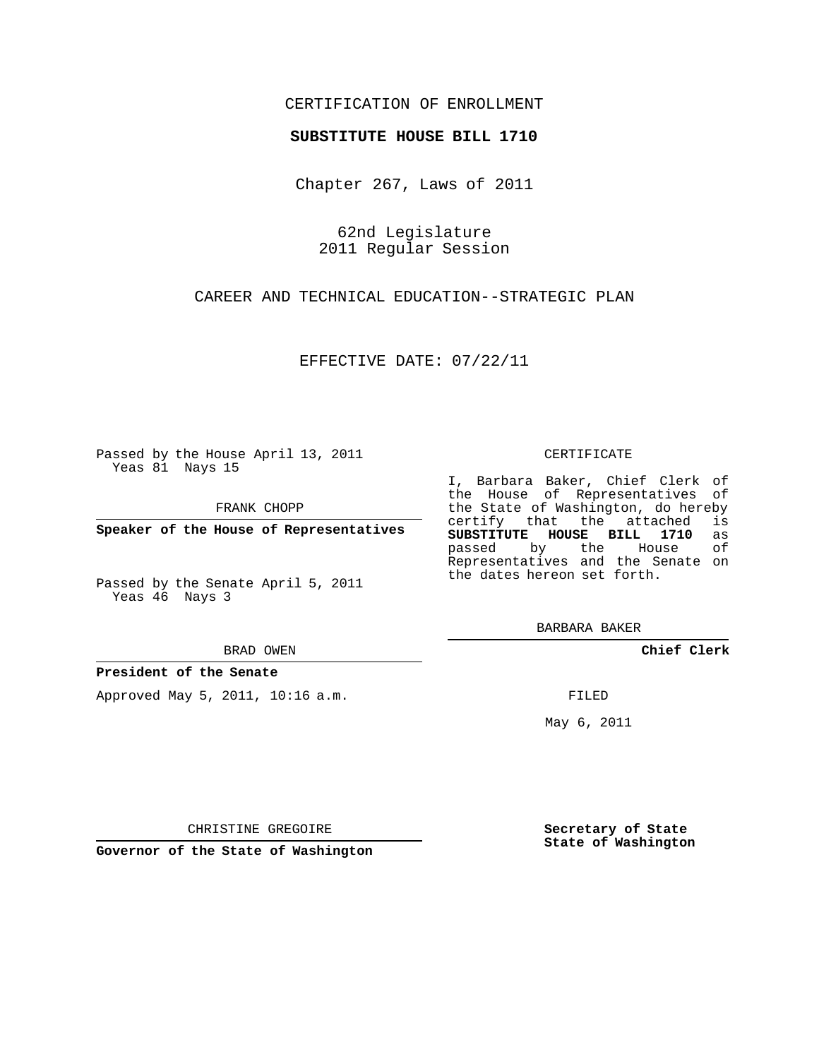CERTIFICATION OF ENROLLMENT

**SUBSTITUTE HOUSE BILL 1710**

Chapter 267, Laws of 2011

62nd Legislature
2011 Regular Session

CAREER AND TECHNICAL EDUCATION--STRATEGIC PLAN

EFFECTIVE DATE: 07/22/11

Passed by the House April 13, 2011
Yeas 81 Nays 15

FRANK CHOPP

**Speaker of the House of Representatives**

Passed by the Senate April 5, 2011
Yeas 46 Nays 3

BRAD OWEN

**President of the Senate**

Approved May 5, 2011, 10:16 a.m.

CHRISTINE GREGOIRE

**Governor of the State of Washington**

CERTIFICATE

I, Barbara Baker, Chief Clerk of the House of Representatives of the State of Washington, do hereby certify that the attached is **SUBSTITUTE HOUSE BILL 1710** as passed by the House of Representatives and the Senate on the dates hereon set forth.

BARBARA BAKER

**Chief Clerk**

FILED

May 6, 2011

**Secretary of State**
**State of Washington**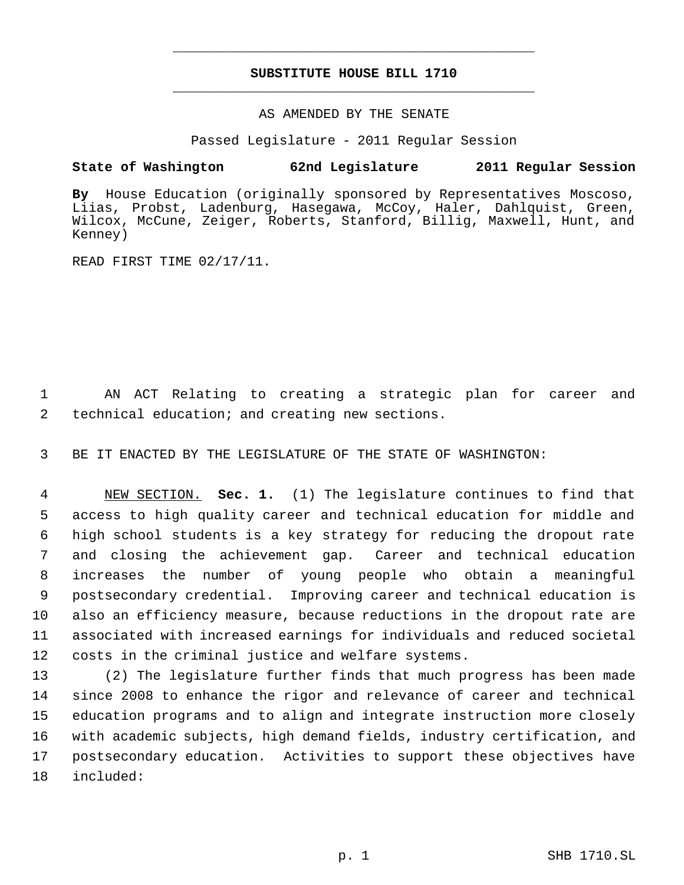# SUBSTITUTE HOUSE BILL 1710

AS AMENDED BY THE SENATE

Passed Legislature - 2011 Regular Session

**State of Washington 62nd Legislature 2011 Regular Session**

**By** House Education (originally sponsored by Representatives Moscoso, Liias, Probst, Ladenburg, Hasegawa, McCoy, Haler, Dahlquist, Green, Wilcox, McCune, Zeiger, Roberts, Stanford, Billig, Maxwell, Hunt, and Kenney)

READ FIRST TIME 02/17/11.

1 AN ACT Relating to creating a strategic plan for career and
2 technical education; and creating new sections.

3 BE IT ENACTED BY THE LEGISLATURE OF THE STATE OF WASHINGTON:

4 NEW SECTION. **Sec. 1.** (1) The legislature continues to find that
5 access to high quality career and technical education for middle and
6 high school students is a key strategy for reducing the dropout rate
7 and closing the achievement gap. Career and technical education
8 increases the number of young people who obtain a meaningful
9 postsecondary credential. Improving career and technical education is
10 also an efficiency measure, because reductions in the dropout rate are
11 associated with increased earnings for individuals and reduced societal
12 costs in the criminal justice and welfare systems.

13 (2) The legislature further finds that much progress has been made
14 since 2008 to enhance the rigor and relevance of career and technical
15 education programs and to align and integrate instruction more closely
16 with academic subjects, high demand fields, industry certification, and
17 postsecondary education. Activities to support these objectives have
18 included: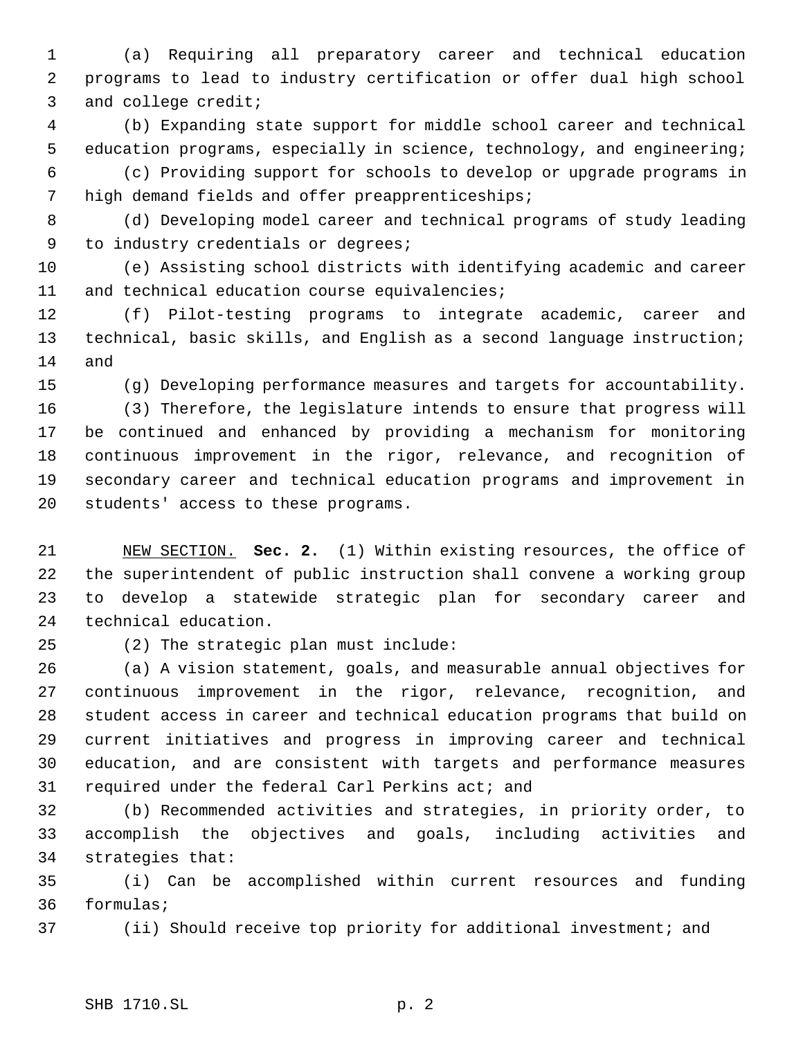(a) Requiring all preparatory career and technical education programs to lead to industry certification or offer dual high school and college credit;

(b) Expanding state support for middle school career and technical education programs, especially in science, technology, and engineering;

(c) Providing support for schools to develop or upgrade programs in high demand fields and offer preapprenticeships;

(d) Developing model career and technical programs of study leading to industry credentials or degrees;

(e) Assisting school districts with identifying academic and career and technical education course equivalencies;

(f) Pilot-testing programs to integrate academic, career and technical, basic skills, and English as a second language instruction; and

(g) Developing performance measures and targets for accountability.

(3) Therefore, the legislature intends to ensure that progress will be continued and enhanced by providing a mechanism for monitoring continuous improvement in the rigor, relevance, and recognition of secondary career and technical education programs and improvement in students' access to these programs.

NEW SECTION. **Sec. 2.** (1) Within existing resources, the office of the superintendent of public instruction shall convene a working group to develop a statewide strategic plan for secondary career and technical education.

(2) The strategic plan must include:

(a) A vision statement, goals, and measurable annual objectives for continuous improvement in the rigor, relevance, recognition, and student access in career and technical education programs that build on current initiatives and progress in improving career and technical education, and are consistent with targets and performance measures required under the federal Carl Perkins act; and

(b) Recommended activities and strategies, in priority order, to accomplish the objectives and goals, including activities and strategies that:

(i) Can be accomplished within current resources and funding formulas;

(ii) Should receive top priority for additional investment; and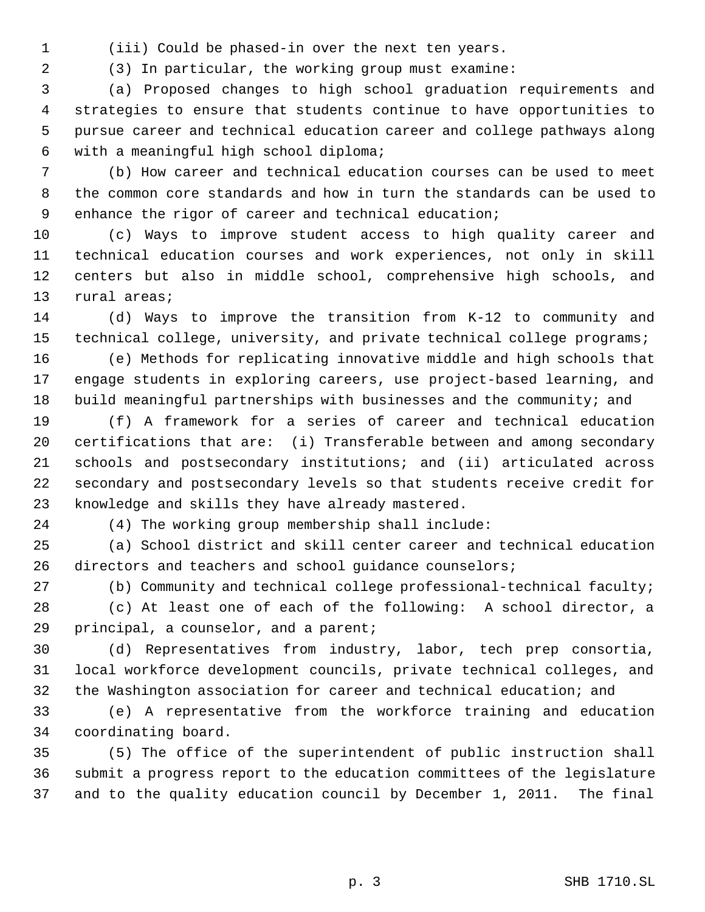(iii) Could be phased-in over the next ten years.

(3) In particular, the working group must examine:

(a) Proposed changes to high school graduation requirements and strategies to ensure that students continue to have opportunities to pursue career and technical education career and college pathways along with a meaningful high school diploma;

(b) How career and technical education courses can be used to meet the common core standards and how in turn the standards can be used to enhance the rigor of career and technical education;

(c) Ways to improve student access to high quality career and technical education courses and work experiences, not only in skill centers but also in middle school, comprehensive high schools, and rural areas;

(d) Ways to improve the transition from K-12 to community and technical college, university, and private technical college programs;

(e) Methods for replicating innovative middle and high schools that engage students in exploring careers, use project-based learning, and build meaningful partnerships with businesses and the community; and

(f) A framework for a series of career and technical education certifications that are: (i) Transferable between and among secondary schools and postsecondary institutions; and (ii) articulated across secondary and postsecondary levels so that students receive credit for knowledge and skills they have already mastered.

(4) The working group membership shall include:

(a) School district and skill center career and technical education directors and teachers and school guidance counselors;

(b) Community and technical college professional-technical faculty;

(c) At least one of each of the following: A school director, a principal, a counselor, and a parent;

(d) Representatives from industry, labor, tech prep consortia, local workforce development councils, private technical colleges, and the Washington association for career and technical education; and

(e) A representative from the workforce training and education coordinating board.

(5) The office of the superintendent of public instruction shall submit a progress report to the education committees of the legislature and to the quality education council by December 1, 2011. The final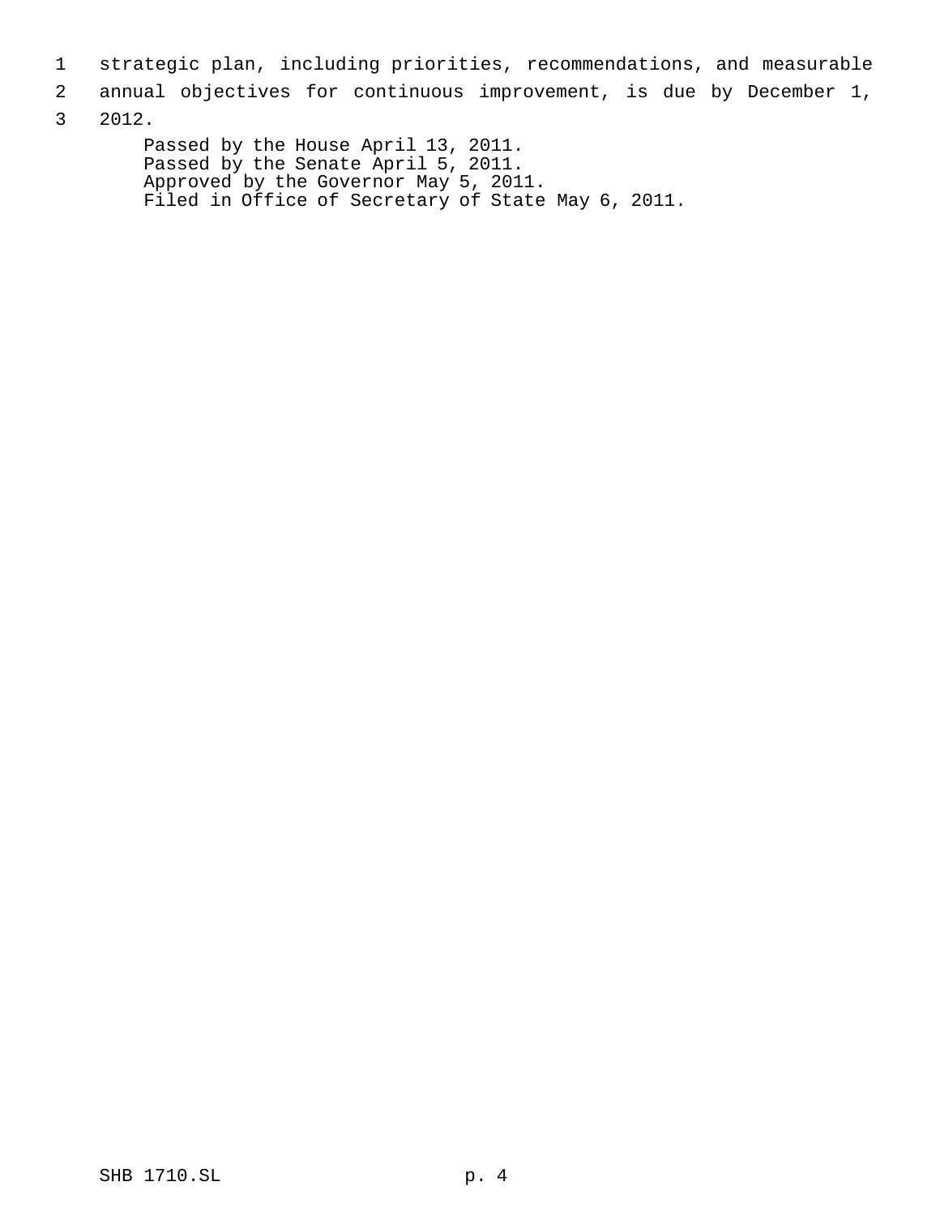strategic plan, including priorities, recommendations, and measurable annual objectives for continuous improvement, is due by December 1, 2012.

Passed by the House April 13, 2011.
Passed by the Senate April 5, 2011.
Approved by the Governor May 5, 2011.
Filed in Office of Secretary of State May 6, 2011.